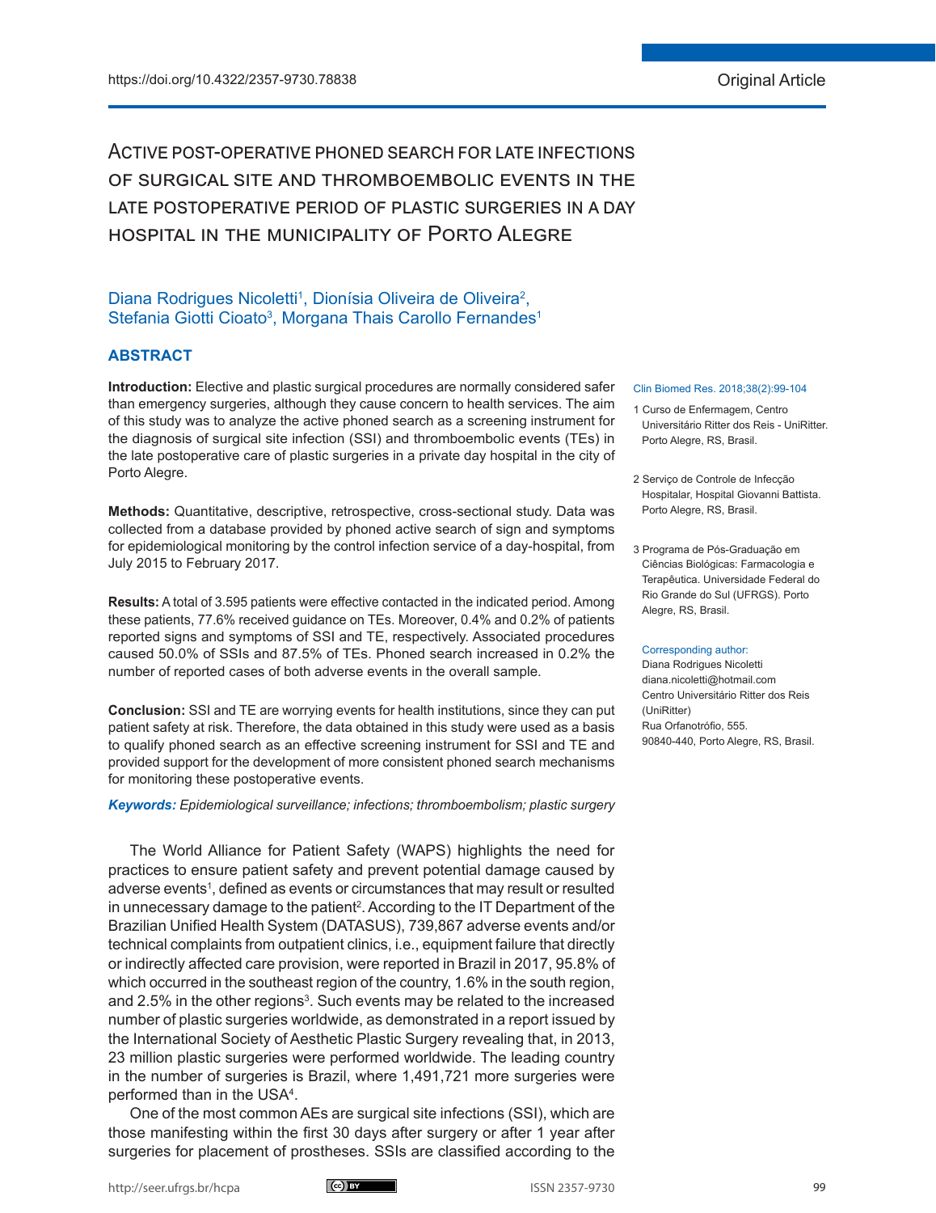https://doi.org/10.4322/2357-9730.78838

Original Article

# Active post-operative phoned search for late infections of surgical site and thromboembolic events in the late postoperative period of plastic surgeries in a day hospital in the municipality of Porto Alegre

Diana Rodrigues Nicoletti[1], Dionísia Oliveira de Oliveira[2], Stefania Giotti Cioato[3], Morgana Thais Carollo Fernandes[1]

1 Curso de Enfermagem, Centro Universitário Ritter dos Reis - UniRitter. Porto Alegre, RS, Brasil.

2 Serviço de Controle de Infecção Hospitalar, Hospital Giovanni Battista. Porto Alegre, RS, Brasil.

3 Programa de Pós-Graduação em Ciências Biológicas: Farmacologia e Terapêutica. Universidade Federal do Rio Grande do Sul (UFRGS). Porto Alegre, RS, Brasil.

Corresponding author:
Diana Rodrigues Nicoletti
diana.nicoletti@hotmail.com
Centro Universitário Ritter dos Reis (UniRitter)
Rua Orfanotrófio, 555.
90840-440, Porto Alegre, RS, Brasil.

## ABSTRACT

**Introduction:** Elective and plastic surgical procedures are normally considered safer than emergency surgeries, although they cause concern to health services. The aim of this study was to analyze the active phoned search as a screening instrument for the diagnosis of surgical site infection (SSI) and thromboembolic events (TEs) in the late postoperative care of plastic surgeries in a private day hospital in the city of Porto Alegre.

**Methods:** Quantitative, descriptive, retrospective, cross-sectional study. Data was collected from a database provided by phoned active search of sign and symptoms for epidemiological monitoring by the control infection service of a day-hospital, from July 2015 to February 2017.

**Results:** A total of 3.595 patients were effective contacted in the indicated period. Among these patients, 77.6% received guidance on TEs. Moreover, 0.4% and 0.2% of patients reported signs and symptoms of SSI and TE, respectively. Associated procedures caused 50.0% of SSIs and 87.5% of TEs. Phoned search increased in 0.2% the number of reported cases of both adverse events in the overall sample.

**Conclusion:** SSI and TE are worrying events for health institutions, since they can put patient safety at risk. Therefore, the data obtained in this study were used as a basis to qualify phoned search as an effective screening instrument for SSI and TE and provided support for the development of more consistent phoned search mechanisms for monitoring these postoperative events.

***Keywords:*** *Epidemiological surveillance; infections; thromboembolism; plastic surgery*

The World Alliance for Patient Safety (WAPS) highlights the need for practices to ensure patient safety and prevent potential damage caused by adverse events[1], defined as events or circumstances that may result or resulted in unnecessary damage to the patient[2]. According to the IT Department of the Brazilian Unified Health System (DATASUS), 739,867 adverse events and/or technical complaints from outpatient clinics, i.e., equipment failure that directly or indirectly affected care provision, were reported in Brazil in 2017, 95.8% of which occurred in the southeast region of the country, 1.6% in the south region, and 2.5% in the other regions[3]. Such events may be related to the increased number of plastic surgeries worldwide, as demonstrated in a report issued by the International Society of Aesthetic Plastic Surgery revealing that, in 2013, 23 million plastic surgeries were performed worldwide. The leading country in the number of surgeries is Brazil, where 1,491,721 more surgeries were performed than in the USA[4].

One of the most common AEs are surgical site infections (SSI), which are those manifesting within the first 30 days after surgery or after 1 year after surgeries for placement of prostheses. SSIs are classified according to the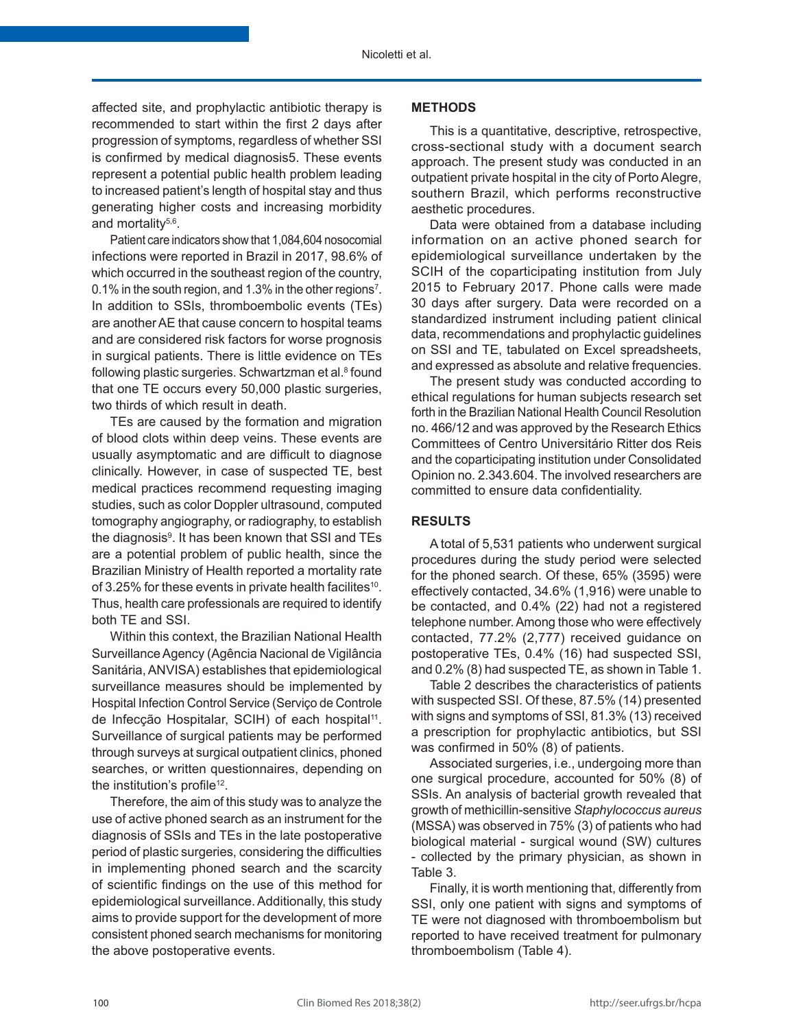affected site, and prophylactic antibiotic therapy is recommended to start within the first 2 days after progression of symptoms, regardless of whether SSI is confirmed by medical diagnosis5. These events represent a potential public health problem leading to increased patient's length of hospital stay and thus generating higher costs and increasing morbidity and mortality[5,6].

Patient care indicators show that 1,084,604 nosocomial infections were reported in Brazil in 2017, 98.6% of which occurred in the southeast region of the country, 0.1% in the south region, and 1.3% in the other regions[7]. In addition to SSIs, thromboembolic events (TEs) are another AE that cause concern to hospital teams and are considered risk factors for worse prognosis in surgical patients. There is little evidence on TEs following plastic surgeries. Schwartzman et al.[8] found that one TE occurs every 50,000 plastic surgeries, two thirds of which result in death.

TEs are caused by the formation and migration of blood clots within deep veins. These events are usually asymptomatic and are difficult to diagnose clinically. However, in case of suspected TE, best medical practices recommend requesting imaging studies, such as color Doppler ultrasound, computed tomography angiography, or radiography, to establish the diagnosis[9]. It has been known that SSI and TEs are a potential problem of public health, since the Brazilian Ministry of Health reported a mortality rate of 3.25% for these events in private health facilites[10]. Thus, health care professionals are required to identify both TE and SSI.

Within this context, the Brazilian National Health Surveillance Agency (Agência Nacional de Vigilância Sanitária, ANVISA) establishes that epidemiological surveillance measures should be implemented by Hospital Infection Control Service (Serviço de Controle de Infecção Hospitalar, SCIH) of each hospital[11]. Surveillance of surgical patients may be performed through surveys at surgical outpatient clinics, phoned searches, or written questionnaires, depending on the institution's profile[12].

Therefore, the aim of this study was to analyze the use of active phoned search as an instrument for the diagnosis of SSIs and TEs in the late postoperative period of plastic surgeries, considering the difficulties in implementing phoned search and the scarcity of scientific findings on the use of this method for epidemiological surveillance. Additionally, this study aims to provide support for the development of more consistent phoned search mechanisms for monitoring the above postoperative events.

## METHODS

This is a quantitative, descriptive, retrospective, cross-sectional study with a document search approach. The present study was conducted in an outpatient private hospital in the city of Porto Alegre, southern Brazil, which performs reconstructive aesthetic procedures.

Data were obtained from a database including information on an active phoned search for epidemiological surveillance undertaken by the SCIH of the coparticipating institution from July 2015 to February 2017. Phone calls were made 30 days after surgery. Data were recorded on a standardized instrument including patient clinical data, recommendations and prophylactic guidelines on SSI and TE, tabulated on Excel spreadsheets, and expressed as absolute and relative frequencies.

The present study was conducted according to ethical regulations for human subjects research set forth in the Brazilian National Health Council Resolution no. 466/12 and was approved by the Research Ethics Committees of Centro Universitário Ritter dos Reis and the coparticipating institution under Consolidated Opinion no. 2.343.604. The involved researchers are committed to ensure data confidentiality.

## RESULTS

A total of 5,531 patients who underwent surgical procedures during the study period were selected for the phoned search. Of these, 65% (3595) were effectively contacted, 34.6% (1,916) were unable to be contacted, and 0.4% (22) had not a registered telephone number. Among those who were effectively contacted, 77.2% (2,777) received guidance on postoperative TEs, 0.4% (16) had suspected SSI, and 0.2% (8) had suspected TE, as shown in Table 1.

Table 2 describes the characteristics of patients with suspected SSI. Of these, 87.5% (14) presented with signs and symptoms of SSI, 81.3% (13) received a prescription for prophylactic antibiotics, but SSI was confirmed in 50% (8) of patients.

Associated surgeries, i.e., undergoing more than one surgical procedure, accounted for 50% (8) of SSIs. An analysis of bacterial growth revealed that growth of methicillin-sensitive *Staphylococcus aureus* (MSSA) was observed in 75% (3) of patients who had biological material - surgical wound (SW) cultures - collected by the primary physician, as shown in Table 3.

Finally, it is worth mentioning that, differently from SSI, only one patient with signs and symptoms of TE were not diagnosed with thromboembolism but reported to have received treatment for pulmonary thromboembolism (Table 4).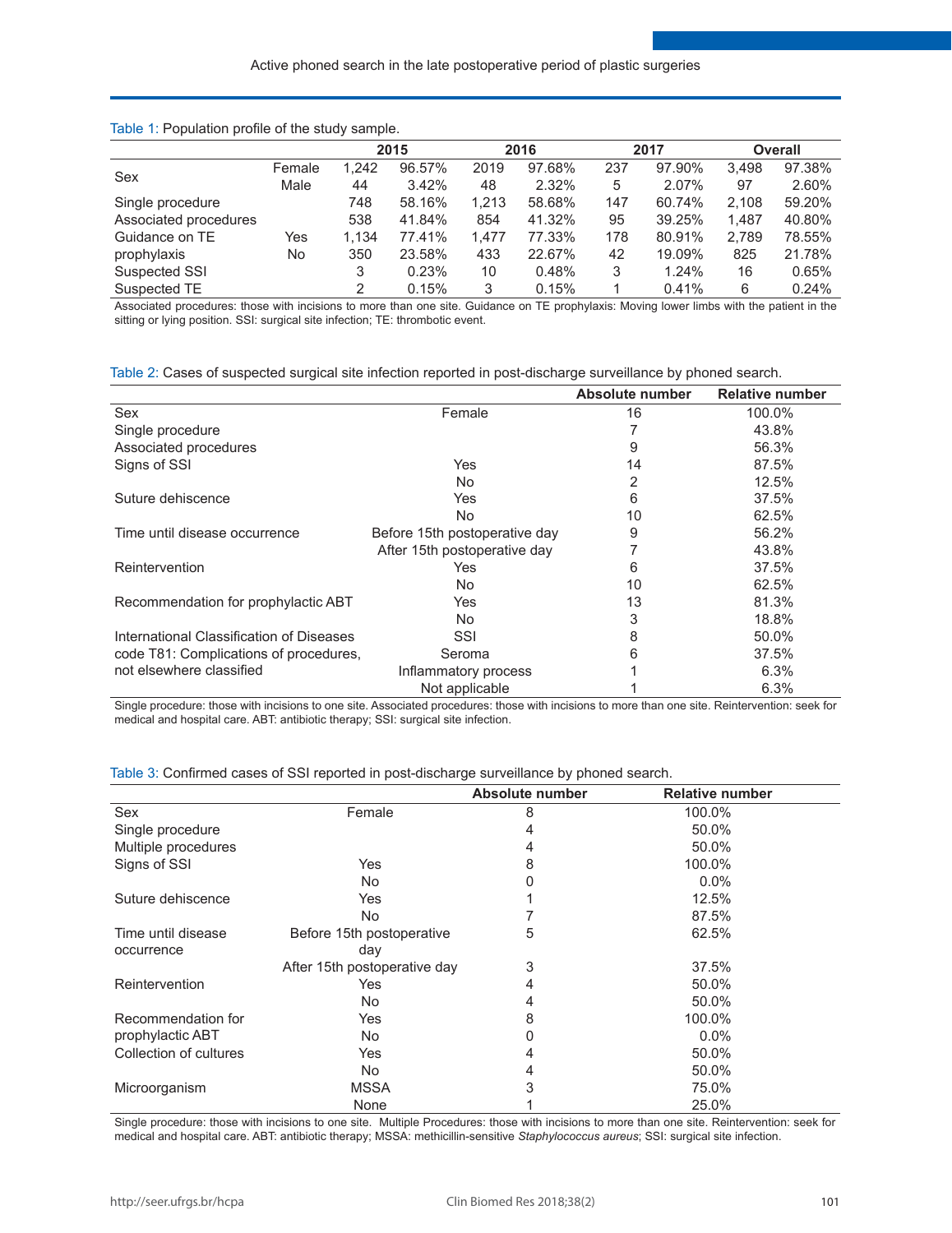Table 1: Population profile of the study sample.

| | | 2015 | | 2016 | | 2017 | | Overall | |
|---|---|---|---|---|---|---|---|---|---|
| Sex | Female | 1,242 | 96.57% | 2019 | 97.68% | 237 | 97.90% | 3,498 | 97.38% |
| | Male | 44 | 3.42% | 48 | 2.32% | 5 | 2.07% | 97 | 2.60% |
| Single procedure | | 748 | 58.16% | 1,213 | 58.68% | 147 | 60.74% | 2,108 | 59.20% |
| Associated procedures | | 538 | 41.84% | 854 | 41.32% | 95 | 39.25% | 1,487 | 40.80% |
| Guidance on TE prophylaxis | Yes | 1,134 | 77.41% | 1,477 | 77.33% | 178 | 80.91% | 2,789 | 78.55% |
| | No | 350 | 23.58% | 433 | 22.67% | 42 | 19.09% | 825 | 21.78% |
| Suspected SSI | | 3 | 0.23% | 10 | 0.48% | 3 | 1.24% | 16 | 0.65% |
| Suspected TE | | 2 | 0.15% | 3 | 0.15% | 1 | 0.41% | 6 | 0.24% |

Associated procedures: those with incisions to more than one site. Guidance on TE prophylaxis: Moving lower limbs with the patient in the sitting or lying position. SSI: surgical site infection; TE: thrombotic event.

Table 2: Cases of suspected surgical site infection reported in post-discharge surveillance by phoned search.

| | | Absolute number | Relative number |
|---|---|---|---|
| Sex | Female | 16 | 100.0% |
| Single procedure | | 7 | 43.8% |
| Associated procedures | | 9 | 56.3% |
| Signs of SSI | Yes | 14 | 87.5% |
| | No | 2 | 12.5% |
| Suture dehiscence | Yes | 6 | 37.5% |
| | No | 10 | 62.5% |
| Time until disease occurrence | Before 15th postoperative day | 9 | 56.2% |
| | After 15th postoperative day | 7 | 43.8% |
| Reintervention | Yes | 6 | 37.5% |
| | No | 10 | 62.5% |
| Recommendation for prophylactic ABT | Yes | 13 | 81.3% |
| | No | 3 | 18.8% |
| International Classification of Diseases code T81: Complications of procedures, not elsewhere classified | SSI | 8 | 50.0% |
| | Seroma | 6 | 37.5% |
| | Inflammatory process | 1 | 6.3% |
| | Not applicable | 1 | 6.3% |

Single procedure: those with incisions to one site. Associated procedures: those with incisions to more than one site. Reintervention: seek for medical and hospital care. ABT: antibiotic therapy; SSI: surgical site infection.

Table 3: Confirmed cases of SSI reported in post-discharge surveillance by phoned search.

| | | Absolute number | Relative number |
|---|---|---|---|
| Sex | Female | 8 | 100.0% |
| Single procedure | | 4 | 50.0% |
| Multiple procedures | | 4 | 50.0% |
| Signs of SSI | Yes | 8 | 100.0% |
| | No | 0 | 0.0% |
| Suture dehiscence | Yes | 1 | 12.5% |
| | No | 7 | 87.5% |
| Time until disease occurrence | Before 15th postoperative day | 5 | 62.5% |
| | After 15th postoperative day | 3 | 37.5% |
| Reintervention | Yes | 4 | 50.0% |
| | No | 4 | 50.0% |
| Recommendation for prophylactic ABT | Yes | 8 | 100.0% |
| | No | 0 | 0.0% |
| Collection of cultures | Yes | 4 | 50.0% |
| | No | 4 | 50.0% |
| Microorganism | MSSA | 3 | 75.0% |
| | None | 1 | 25.0% |

Single procedure: those with incisions to one site. Multiple Procedures: those with incisions to more than one site. Reintervention: seek for medical and hospital care. ABT: antibiotic therapy; MSSA: methicillin-sensitive *Staphylococcus aureus*; SSI: surgical site infection.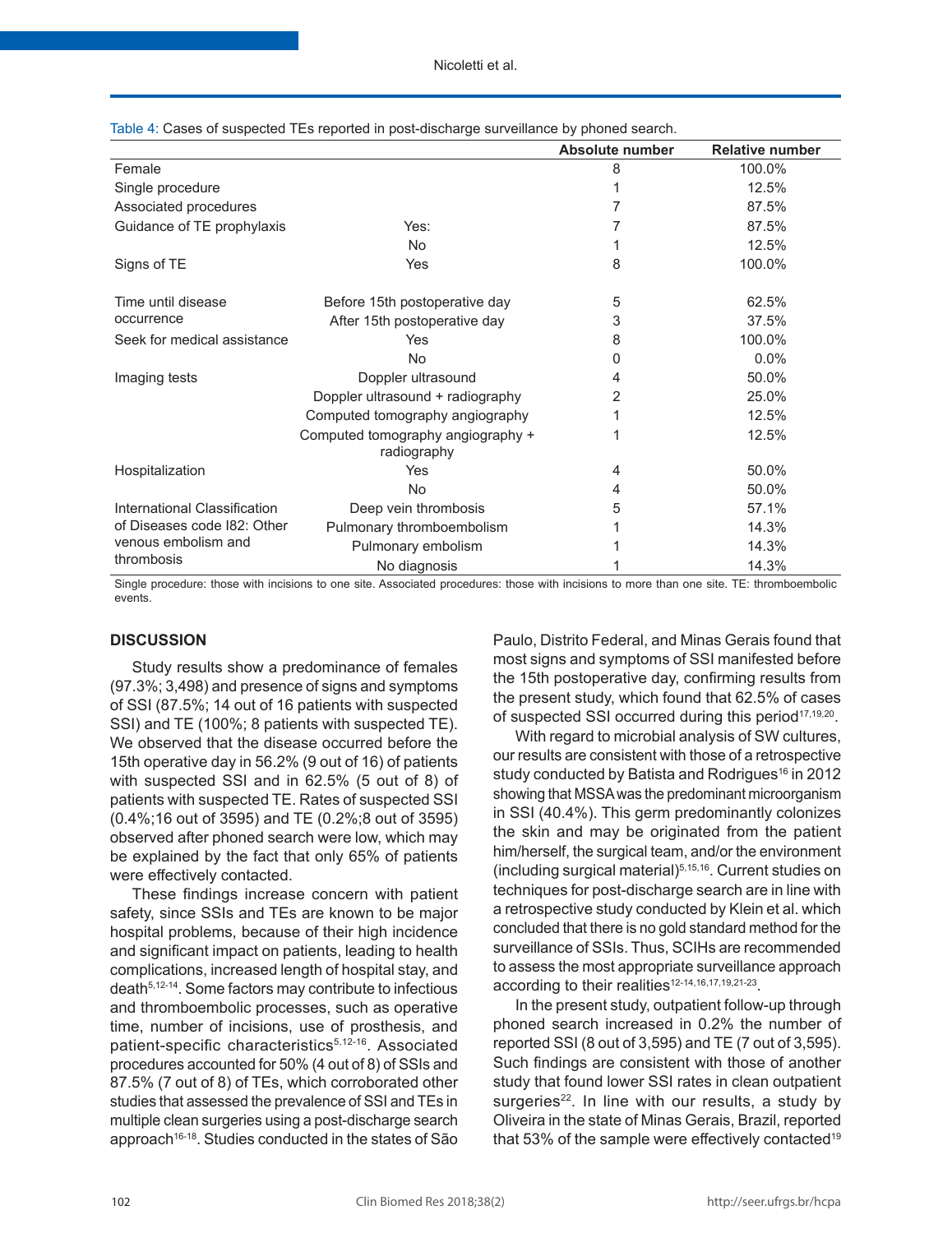Table 4: Cases of suspected TEs reported in post-discharge surveillance by phoned search.

| | | Absolute number | Relative number |
|---|---|---|---|
| Female | | 8 | 100.0% |
| Single procedure | | 1 | 12.5% |
| Associated procedures | | 7 | 87.5% |
| Guidance of TE prophylaxis | Yes: | 7 | 87.5% |
| | No | 1 | 12.5% |
| Signs of TE | Yes | 8 | 100.0% |
| Time until disease occurrence | Before 15th postoperative day | 5 | 62.5% |
| | After 15th postoperative day | 3 | 37.5% |
| Seek for medical assistance | Yes | 8 | 100.0% |
| | No | 0 | 0.0% |
| Imaging tests | Doppler ultrasound | 4 | 50.0% |
| | Doppler ultrasound + radiography | 2 | 25.0% |
| | Computed tomography angiography | 1 | 12.5% |
| | Computed tomography angiography + radiography | 1 | 12.5% |
| Hospitalization | Yes | 4 | 50.0% |
| | No | 4 | 50.0% |
| International Classification of Diseases code I82: Other venous embolism and thrombosis | Deep vein thrombosis | 5 | 57.1% |
| | Pulmonary thromboembolism | 1 | 14.3% |
| | Pulmonary embolism | 1 | 14.3% |
| | No diagnosis | 1 | 14.3% |

Single procedure: those with incisions to one site. Associated procedures: those with incisions to more than one site. TE: thromboembolic events.

## DISCUSSION

Study results show a predominance of females (97.3%; 3,498) and presence of signs and symptoms of SSI (87.5%; 14 out of 16 patients with suspected SSI) and TE (100%; 8 patients with suspected TE). We observed that the disease occurred before the 15th operative day in 56.2% (9 out of 16) of patients with suspected SSI and in 62.5% (5 out of 8) of patients with suspected TE. Rates of suspected SSI (0.4%;16 out of 3595) and TE (0.2%;8 out of 3595) observed after phoned search were low, which may be explained by the fact that only 65% of patients were effectively contacted.

These findings increase concern with patient safety, since SSIs and TEs are known to be major hospital problems, because of their high incidence and significant impact on patients, leading to health complications, increased length of hospital stay, and death[5,12-14]. Some factors may contribute to infectious and thromboembolic processes, such as operative time, number of incisions, use of prosthesis, and patient-specific characteristics[5,12-16]. Associated procedures accounted for 50% (4 out of 8) of SSIs and 87.5% (7 out of 8) of TEs, which corroborated other studies that assessed the prevalence of SSI and TEs in multiple clean surgeries using a post-discharge search approach[16-18]. Studies conducted in the states of São Paulo, Distrito Federal, and Minas Gerais found that most signs and symptoms of SSI manifested before the 15th postoperative day, confirming results from the present study, which found that 62.5% of cases of suspected SSI occurred during this period[17,19,20].

With regard to microbial analysis of SW cultures, our results are consistent with those of a retrospective study conducted by Batista and Rodrigues[16] in 2012 showing that MSSA was the predominant microorganism in SSI (40.4%). This germ predominantly colonizes the skin and may be originated from the patient him/herself, the surgical team, and/or the environment (including surgical material)[5,15,16]. Current studies on techniques for post-discharge search are in line with a retrospective study conducted by Klein et al. which concluded that there is no gold standard method for the surveillance of SSIs. Thus, SCIHs are recommended to assess the most appropriate surveillance approach according to their realities[12-14,16,17,19,21-23].

In the present study, outpatient follow-up through phoned search increased in 0.2% the number of reported SSI (8 out of 3,595) and TE (7 out of 3,595). Such findings are consistent with those of another study that found lower SSI rates in clean outpatient surgeries[22]. In line with our results, a study by Oliveira in the state of Minas Gerais, Brazil, reported that 53% of the sample were effectively contacted[19]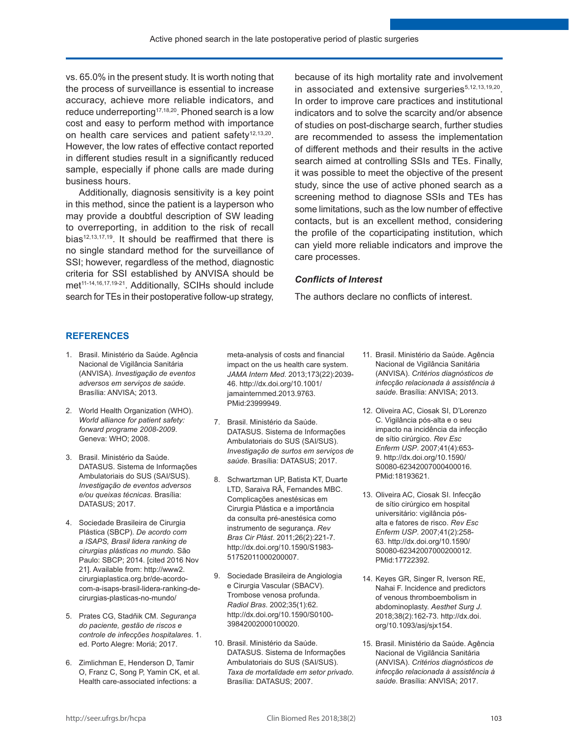vs. 65.0% in the present study. It is worth noting that the process of surveillance is essential to increase accuracy, achieve more reliable indicators, and reduce underreporting[17,18,20]. Phoned search is a low cost and easy to perform method with importance on health care services and patient safety[12,13,20]. However, the low rates of effective contact reported in different studies result in a significantly reduced sample, especially if phone calls are made during business hours.

Additionally, diagnosis sensitivity is a key point in this method, since the patient is a layperson who may provide a doubtful description of SW leading to overreporting, in addition to the risk of recall bias[12,13,17,19]. It should be reaffirmed that there is no single standard method for the surveillance of SSI; however, regardless of the method, diagnostic criteria for SSI established by ANVISA should be met[11-14,16,17,19-21]. Additionally, SCIHs should include search for TEs in their postoperative follow-up strategy, because of its high mortality rate and involvement in associated and extensive surgeries[5,12,13,19,20]. In order to improve care practices and institutional indicators and to solve the scarcity and/or absence of studies on post-discharge search, further studies are recommended to assess the implementation of different methods and their results in the active search aimed at controlling SSIs and TEs. Finally, it was possible to meet the objective of the present study, since the use of active phoned search as a screening method to diagnose SSIs and TEs has some limitations, such as the low number of effective contacts, but is an excellent method, considering the profile of the coparticipating institution, which can yield more reliable indicators and improve the care processes.

### *Conflicts of Interest*

The authors declare no conflicts of interest.

## REFERENCES

1. Brasil. Ministério da Saúde. Agência Nacional de Vigilância Sanitária (ANVISA). *Investigação de eventos adversos em serviços de saúde*. Brasília: ANVISA; 2013.
2. World Health Organization (WHO). *World alliance for patient safety: forward programe 2008-2009*. Geneva: WHO; 2008.
3. Brasil. Ministério da Saúde. DATASUS. Sistema de Informações Ambulatoriais do SUS (SAI/SUS). *Investigação de eventos adversos e/ou queixas técnicas*. Brasília: DATASUS; 2017.
4. Sociedade Brasileira de Cirurgia Plástica (SBCP). *De acordo com a ISAPS, Brasil lidera ranking de cirurgias plásticas no mundo*. São Paulo: SBCP; 2014. [cited 2016 Nov 21]. Available from: http://www2.cirurgiaplastica.org.br/de-acordo-com-a-isaps-brasil-lidera-ranking-de-cirurgias-plasticas-no-mundo/
5. Prates CG, Stadñik CM. *Segurança do paciente, gestão de riscos e controle de infecções hospitalares*. 1. ed. Porto Alegre: Moriá; 2017.
6. Zimlichman E, Henderson D, Tamir O, Franz C, Song P, Yamin CK, et al. Health care-associated infections: a meta-analysis of costs and financial impact on the us health care system. *JAMA Intern Med*. 2013;173(22):2039-46. http://dx.doi.org/10.1001/jamainternmed.2013.9763. PMid:23999949.
7. Brasil. Ministério da Saúde. DATASUS. Sistema de Informações Ambulatoriais do SUS (SAI/SUS). *Investigação de surtos em serviços de saúde*. Brasília: DATASUS; 2017.
8. Schwartzman UP, Batista KT, Duarte LTD, Saraiva RÂ, Fernandes MBC. Complicações anestésicas em Cirurgia Plástica e a importância da consulta pré-anestésica como instrumento de segurança. *Rev Bras Cir Plást*. 2011;26(2):221-7. http://dx.doi.org/10.1590/S1983-51752011000200007.
9. Sociedade Brasileira de Angiologia e Cirurgia Vascular (SBACV). Trombose venosa profunda. *Radiol Bras*. 2002;35(1):62. http://dx.doi.org/10.1590/S0100-39842002000100020.
10. Brasil. Ministério da Saúde. DATASUS. Sistema de Informações Ambulatoriais do SUS (SAI/SUS). *Taxa de mortalidade em setor privado.* Brasília: DATASUS; 2007.
11. Brasil. Ministério da Saúde. Agência Nacional de Vigilância Sanitária (ANVISA). *Critérios diagnósticos de infecção relacionada à assistência à saúde*. Brasília: ANVISA; 2013.
12. Oliveira AC, Ciosak SI, D'Lorenzo C. Vigilância pós-alta e o seu impacto na incidência da infecção de sítio cirúrgico. *Rev Esc Enferm USP*. 2007;41(4):653-9. http://dx.doi.org/10.1590/S0080-62342007000400016. PMid:18193621.
13. Oliveira AC, Ciosak SI. Infecção de sítio cirúrgico em hospital universitário: vigilância pós-alta e fatores de risco. *Rev Esc Enferm USP*. 2007;41(2):258-63. http://dx.doi.org/10.1590/S0080-62342007000200012. PMid:17722392.
14. Keyes GR, Singer R, Iverson RE, Nahai F. Incidence and predictors of venous thromboembolism in abdominoplasty. *Aesthet Surg J*. 2018;38(2):162-73. http://dx.doi.org/10.1093/asj/sjx154.
15. Brasil. Ministério da Saúde. Agência Nacional de Vigilância Sanitária (ANVISA). *Critérios diagnósticos de infecção relacionada à assistência à saúde.* Brasília: ANVISA; 2017.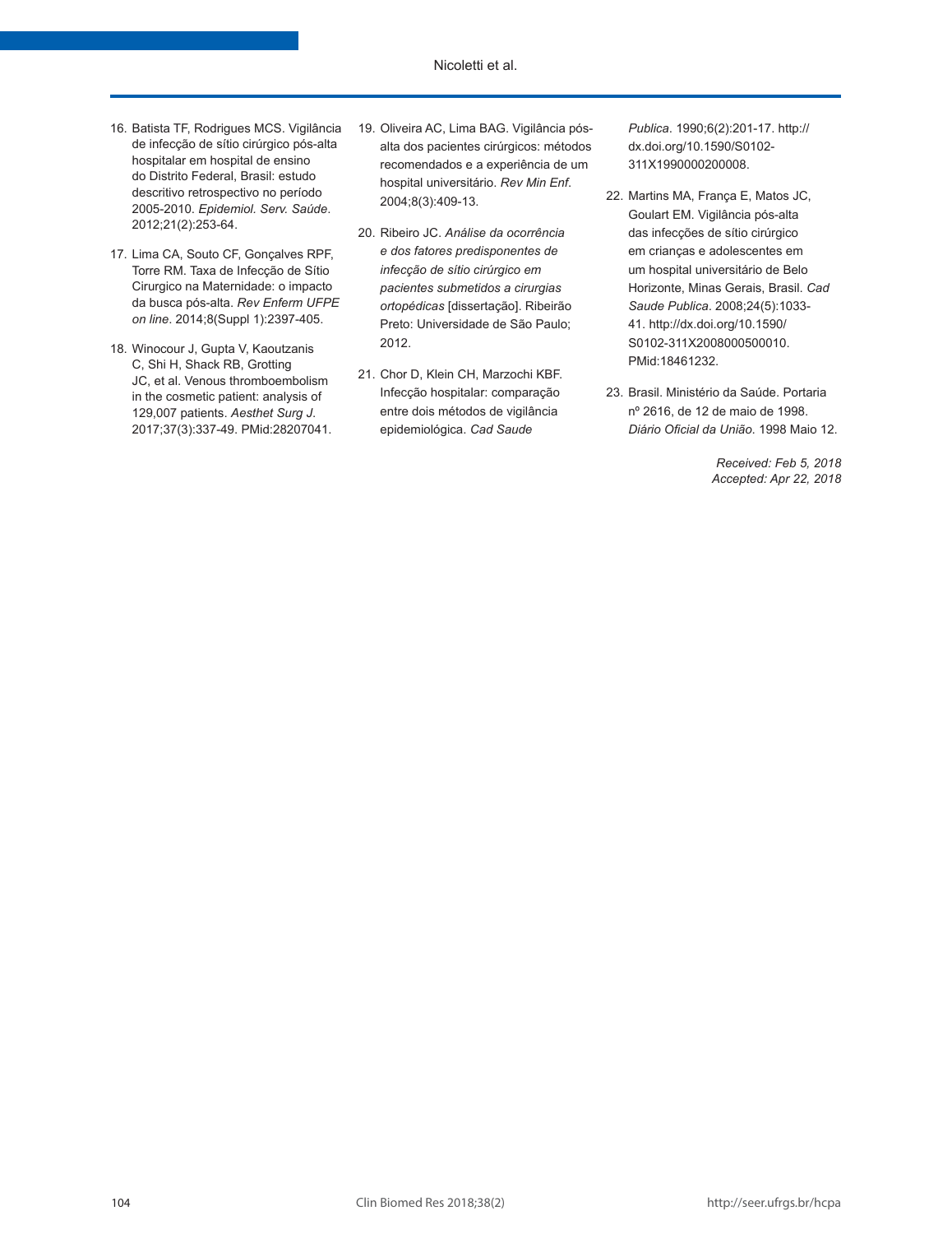16. Batista TF, Rodrigues MCS. Vigilância de infecção de sítio cirúrgico pós-alta hospitalar em hospital de ensino do Distrito Federal, Brasil: estudo descritivo retrospectivo no período 2005-2010. *Epidemiol. Serv. Saúde*. 2012;21(2):253-64.

17. Lima CA, Souto CF, Gonçalves RPF, Torre RM. Taxa de Infecção de Sítio Cirurgico na Maternidade: o impacto da busca pós-alta. *Rev Enferm UFPE on line*. 2014;8(Suppl 1):2397-405.

18. Winocour J, Gupta V, Kaoutzanis C, Shi H, Shack RB, Grotting JC, et al. Venous thromboembolism in the cosmetic patient: analysis of 129,007 patients. *Aesthet Surg J*. 2017;37(3):337-49. PMid:28207041.

19. Oliveira AC, Lima BAG. Vigilância pós-alta dos pacientes cirúrgicos: métodos recomendados e a experiência de um hospital universitário. *Rev Min Enf*. 2004;8(3):409-13.

20. Ribeiro JC. *Análise da ocorrência e dos fatores predisponentes de infecção de sítio cirúrgico em pacientes submetidos a cirurgias ortopédicas* [dissertação]. Ribeirão Preto: Universidade de São Paulo; 2012.

21. Chor D, Klein CH, Marzochi KBF. Infecção hospitalar: comparação entre dois métodos de vigilância epidemiológica. *Cad Saude Publica*. 1990;6(2):201-17. http://dx.doi.org/10.1590/S0102-311X1990000200008.

22. Martins MA, França E, Matos JC, Goulart EM. Vigilância pós-alta das infecções de sítio cirúrgico em crianças e adolescentes em um hospital universitário de Belo Horizonte, Minas Gerais, Brasil. *Cad Saude Publica*. 2008;24(5):1033-41. http://dx.doi.org/10.1590/S0102-311X2008000500010. PMid:18461232.

23. Brasil. Ministério da Saúde. Portaria nº 2616, de 12 de maio de 1998. *Diário Oficial da União*. 1998 Maio 12.

*Received: Feb 5, 2018*
*Accepted: Apr 22, 2018*